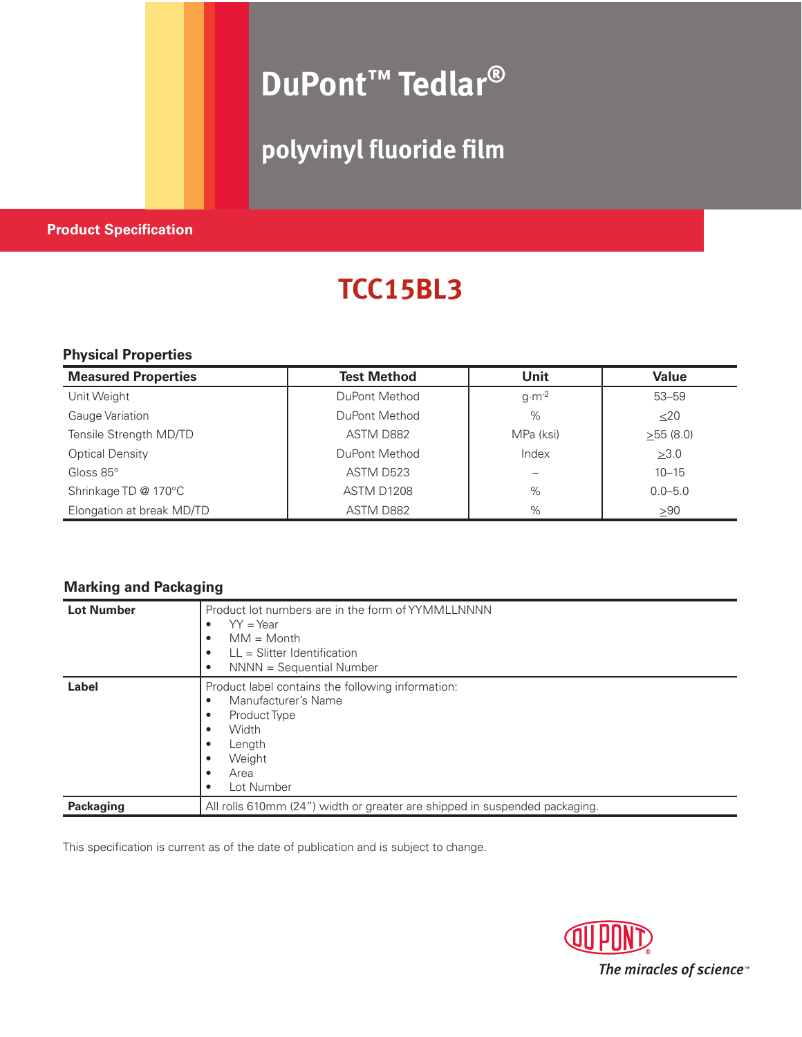# DuPont™ Tedlar®

## polyvinyl fluoride film

**Product Specification**

# TCC15BL3

### Physical Properties

| Measured Properties | Test Method | Unit | Value |
|---|---|---|---|
| Unit Weight | DuPont Method | $g{\cdot}m^{-2}$ | 53–59 |
| Gauge Variation | DuPont Method | % | ≤20 |
| Tensile Strength MD/TD | ASTM D882 | MPa (ksi) | ≥55 (8.0) |
| Optical Density | DuPont Method | Index | ≥3.0 |
| Gloss 85° | ASTM D523 | – | 10–15 |
| Shrinkage TD @ 170°C | ASTM D1208 | % | 0.0–5.0 |
| Elongation at break MD/TD | ASTM D882 | % | ≥90 |

### Marking and Packaging

| | |
|---|---|
| **Lot Number** | Product lot numbers are in the form of YYMMLLNNNN<br>• YY = Year<br>• MM = Month<br>• LL = Slitter Identification<br>• NNNN = Sequential Number |
| **Label** | Product label contains the following information:<br>• Manufacturer's Name<br>• Product Type<br>• Width<br>• Length<br>• Weight<br>• Area<br>• Lot Number |
| **Packaging** | All rolls 610mm (24") width or greater are shipped in suspended packaging. |

This specification is current as of the date of publication and is subject to change.

DuPont®
*The miracles of science™*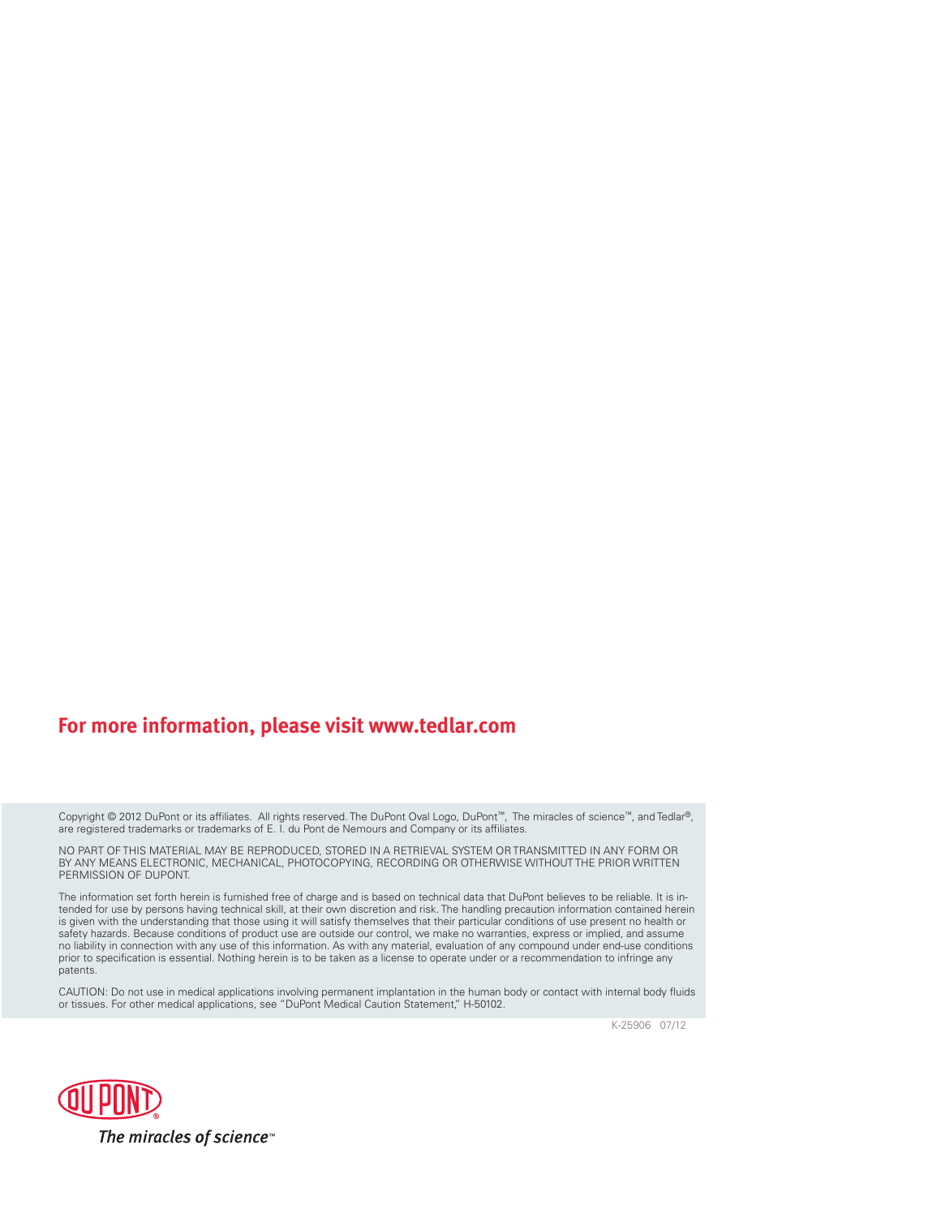**For more information, please visit www.tedlar.com**

Copyright © 2012 DuPont or its affiliates. All rights reserved. The DuPont Oval Logo, DuPont™, The miracles of science™, and Tedlar®, are registered trademarks or trademarks of E. I. du Pont de Nemours and Company or its affiliates.

NO PART OF THIS MATERIAL MAY BE REPRODUCED, STORED IN A RETRIEVAL SYSTEM OR TRANSMITTED IN ANY FORM OR BY ANY MEANS ELECTRONIC, MECHANICAL, PHOTOCOPYING, RECORDING OR OTHERWISE WITHOUT THE PRIOR WRITTEN PERMISSION OF DUPONT.

The information set forth herein is furnished free of charge and is based on technical data that DuPont believes to be reliable. It is intended for use by persons having technical skill, at their own discretion and risk. The handling precaution information contained herein is given with the understanding that those using it will satisfy themselves that their particular conditions of use present no health or safety hazards. Because conditions of product use are outside our control, we make no warranties, express or implied, and assume no liability in connection with any use of this information. As with any material, evaluation of any compound under end-use conditions prior to specification is essential. Nothing herein is to be taken as a license to operate under or a recommendation to infringe any patents.

CAUTION: Do not use in medical applications involving permanent implantation in the human body or contact with internal body fluids or tissues. For other medical applications, see "DuPont Medical Caution Statement," H-50102.

K-25906 07/12

DUPONT®

*The miracles of science™*